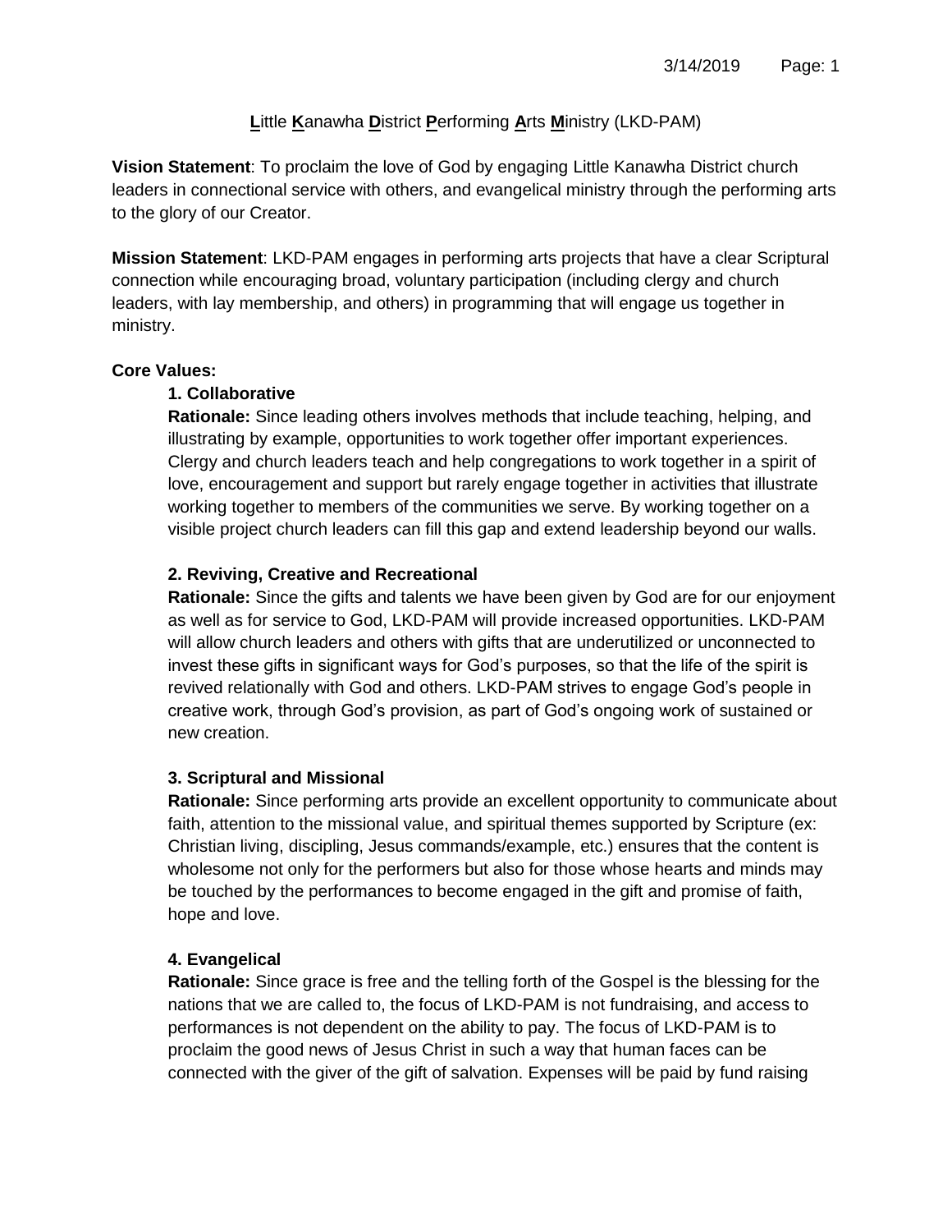**L**ittle **K**anawha **D**istrict **P**erforming **A**rts **M**inistry (LKD-PAM)

**Vision Statement**: To proclaim the love of God by engaging Little Kanawha District church leaders in connectional service with others, and evangelical ministry through the performing arts to the glory of our Creator.

**Mission Statement**: LKD-PAM engages in performing arts projects that have a clear Scriptural connection while encouraging broad, voluntary participation (including clergy and church leaders, with lay membership, and others) in programming that will engage us together in ministry.

**Core Values:**

**1. Collaborative**

**Rationale:** Since leading others involves methods that include teaching, helping, and illustrating by example, opportunities to work together offer important experiences. Clergy and church leaders teach and help congregations to work together in a spirit of love, encouragement and support but rarely engage together in activities that illustrate working together to members of the communities we serve. By working together on a visible project church leaders can fill this gap and extend leadership beyond our walls.

**2. Reviving, Creative and Recreational**

**Rationale:** Since the gifts and talents we have been given by God are for our enjoyment as well as for service to God, LKD-PAM will provide increased opportunities. LKD-PAM will allow church leaders and others with gifts that are underutilized or unconnected to invest these gifts in significant ways for God's purposes, so that the life of the spirit is revived relationally with God and others. LKD-PAM strives to engage God's people in creative work, through God's provision, as part of God's ongoing work of sustained or new creation.

**3. Scriptural and Missional**

**Rationale:** Since performing arts provide an excellent opportunity to communicate about faith, attention to the missional value, and spiritual themes supported by Scripture (ex: Christian living, discipling, Jesus commands/example, etc.) ensures that the content is wholesome not only for the performers but also for those whose hearts and minds may be touched by the performances to become engaged in the gift and promise of faith, hope and love.

**4. Evangelical**

**Rationale:** Since grace is free and the telling forth of the Gospel is the blessing for the nations that we are called to, the focus of LKD-PAM is not fundraising, and access to performances is not dependent on the ability to pay. The focus of LKD-PAM is to proclaim the good news of Jesus Christ in such a way that human faces can be connected with the giver of the gift of salvation. Expenses will be paid by fund raising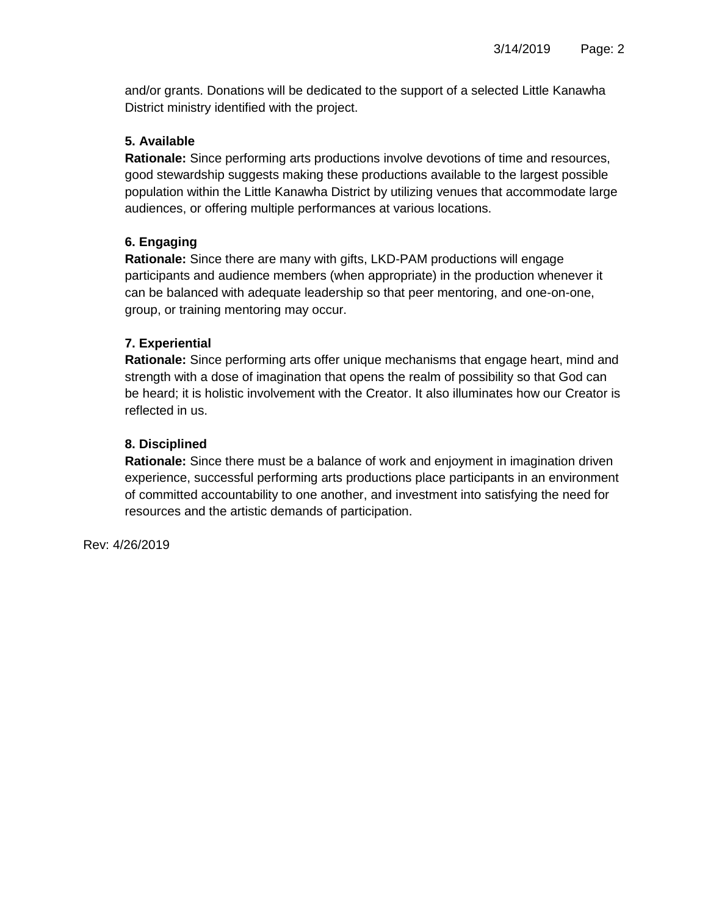and/or grants. Donations will be dedicated to the support of a selected Little Kanawha District ministry identified with the project.

**5. Available**

**Rationale:** Since performing arts productions involve devotions of time and resources, good stewardship suggests making these productions available to the largest possible population within the Little Kanawha District by utilizing venues that accommodate large audiences, or offering multiple performances at various locations.

**6. Engaging**

**Rationale:** Since there are many with gifts, LKD-PAM productions will engage participants and audience members (when appropriate) in the production whenever it can be balanced with adequate leadership so that peer mentoring, and one-on-one, group, or training mentoring may occur.

**7. Experiential**

**Rationale:** Since performing arts offer unique mechanisms that engage heart, mind and strength with a dose of imagination that opens the realm of possibility so that God can be heard; it is holistic involvement with the Creator. It also illuminates how our Creator is reflected in us.

**8. Disciplined**

**Rationale:** Since there must be a balance of work and enjoyment in imagination driven experience, successful performing arts productions place participants in an environment of committed accountability to one another, and investment into satisfying the need for resources and the artistic demands of participation.

Rev: 4/26/2019